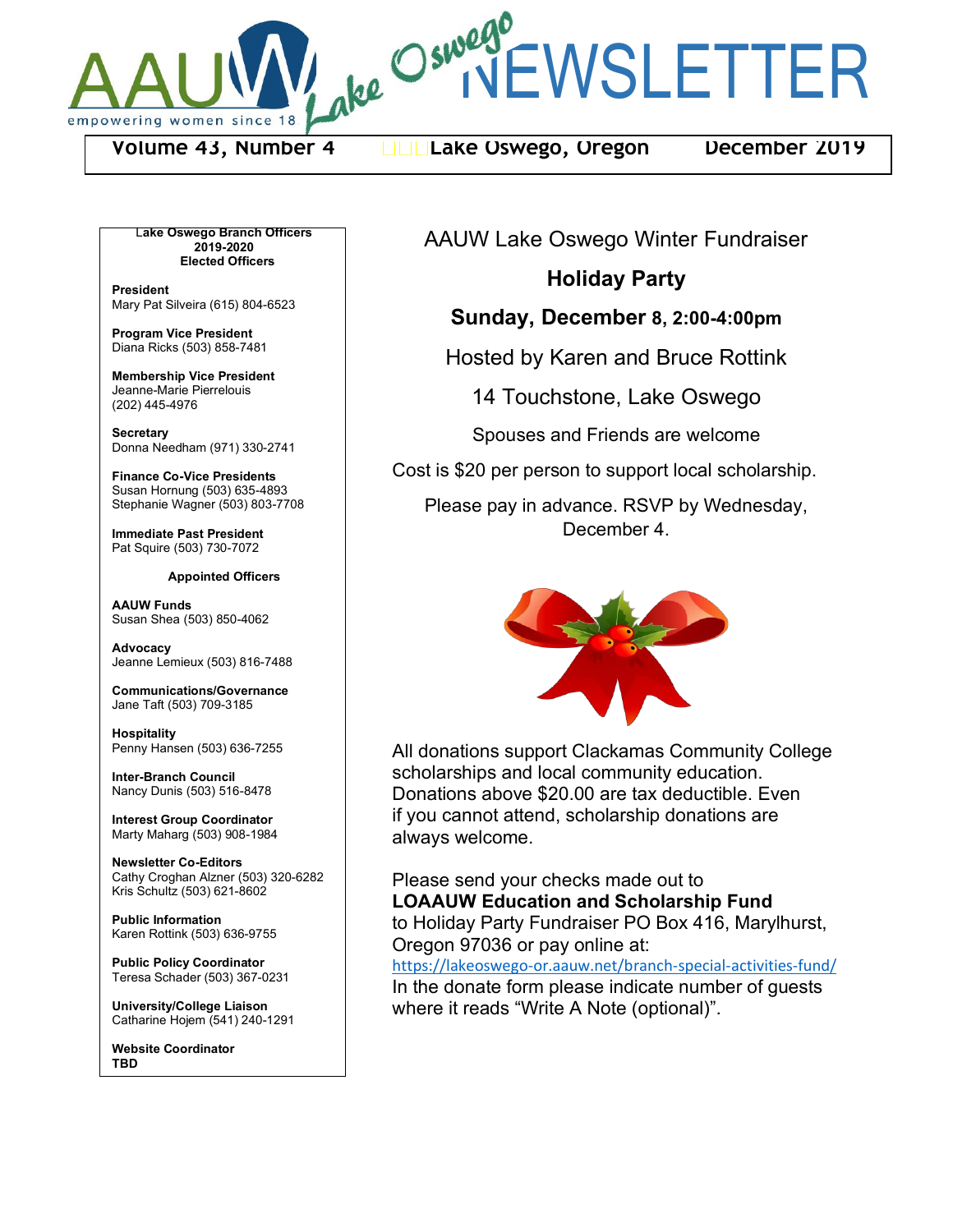# AAUW Lake Oswego NEWSLETTER

empowering women since 1881

**Volume 43, Number 4** | **Lake Oswego, Oregon** | **December 2019**

**Lake Oswego Branch Officers 2019-2020**

**Elected Officers**

**President**
Mary Pat Silveira (615) 804-6523

**Program Vice President**
Diana Ricks (503) 858-7481

**Membership Vice President**
Jeanne-Marie Pierrelouis
(202) 445-4976

**Secretary**
Donna Needham (971) 330-2741

**Finance Co-Vice Presidents**
Susan Hornung (503) 635-4893
Stephanie Wagner (503) 803-7708

**Immediate Past President**
Pat Squire (503) 730-7072

**Appointed Officers**

**AAUW Funds**
Susan Shea (503) 850-4062

**Advocacy**
Jeanne Lemieux (503) 816-7488

**Communications/Governance**
Jane Taft (503) 709-3185

**Hospitality**
Penny Hansen (503) 636-7255

**Inter-Branch Council**
Nancy Dunis (503) 516-8478

**Interest Group Coordinator**
Marty Maharg (503) 908-1984

**Newsletter Co-Editors**
Cathy Croghan Alzner (503) 320-6282
Kris Schultz (503) 621-8602

**Public Information**
Karen Rottink (503) 636-9755

**Public Policy Coordinator**
Teresa Schader (503) 367-0231

**University/College Liaison**
Catharine Hojem (541) 240-1291

**Website Coordinator**
**TBD**

## AAUW Lake Oswego Winter Fundraiser

## Holiday Party

**Sunday, December 8, 2:00-4:00pm**

Hosted by Karen and Bruce Rottink

14 Touchstone, Lake Oswego

Spouses and Friends are welcome

Cost is $20 per person to support local scholarship.

Please pay in advance. RSVP by Wednesday, December 4.

All donations support Clackamas Community College scholarships and local community education. Donations above $20.00 are tax deductible. Even if you cannot attend, scholarship donations are always welcome.

Please send your checks made out to
**LOAAUW Education and Scholarship Fund**
to Holiday Party Fundraiser PO Box 416, Marylhurst, Oregon 97036 or pay online at:
https://lakeoswego-or.aauw.net/branch-special-activities-fund/
In the donate form please indicate number of guests where it reads "Write A Note (optional)".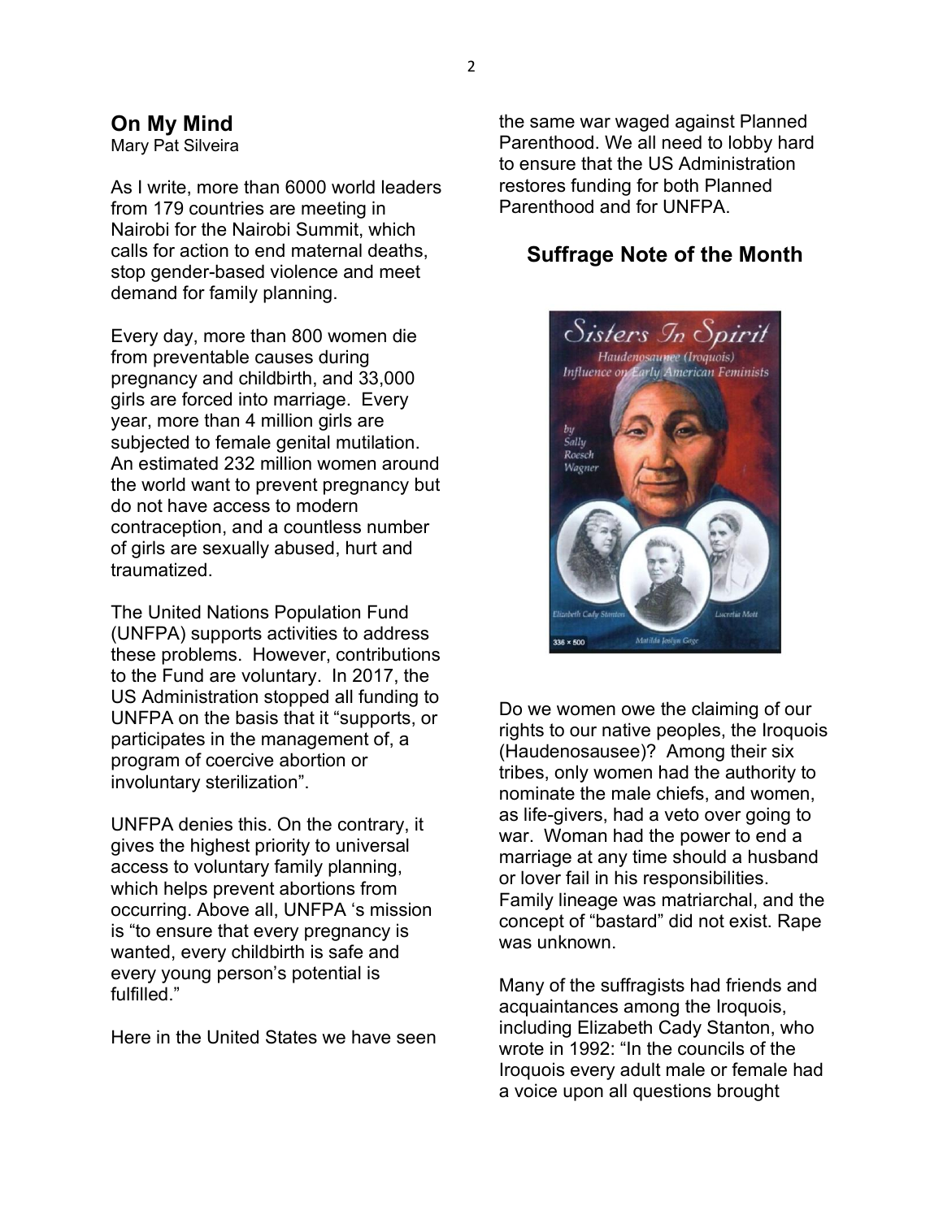## On My Mind

Mary Pat Silveira

As I write, more than 6000 world leaders from 179 countries are meeting in Nairobi for the Nairobi Summit, which calls for action to end maternal deaths, stop gender-based violence and meet demand for family planning.

Every day, more than 800 women die from preventable causes during pregnancy and childbirth, and 33,000 girls are forced into marriage. Every year, more than 4 million girls are subjected to female genital mutilation. An estimated 232 million women around the world want to prevent pregnancy but do not have access to modern contraception, and a countless number of girls are sexually abused, hurt and traumatized.

The United Nations Population Fund (UNFPA) supports activities to address these problems. However, contributions to the Fund are voluntary. In 2017, the US Administration stopped all funding to UNFPA on the basis that it "supports, or participates in the management of, a program of coercive abortion or involuntary sterilization".

UNFPA denies this. On the contrary, it gives the highest priority to universal access to voluntary family planning, which helps prevent abortions from occurring. Above all, UNFPA 's mission is "to ensure that every pregnancy is wanted, every childbirth is safe and every young person's potential is fulfilled."

Here in the United States we have seen the same war waged against Planned Parenthood. We all need to lobby hard to ensure that the US Administration restores funding for both Planned Parenthood and for UNFPA.

## Suffrage Note of the Month

Do we women owe the claiming of our rights to our native peoples, the Iroquois (Haudenosausee)? Among their six tribes, only women had the authority to nominate the male chiefs, and women, as life-givers, had a veto over going to war. Woman had the power to end a marriage at any time should a husband or lover fail in his responsibilities. Family lineage was matriarchal, and the concept of "bastard" did not exist. Rape was unknown.

Many of the suffragists had friends and acquaintances among the Iroquois, including Elizabeth Cady Stanton, who wrote in 1992: "In the councils of the Iroquois every adult male or female had a voice upon all questions brought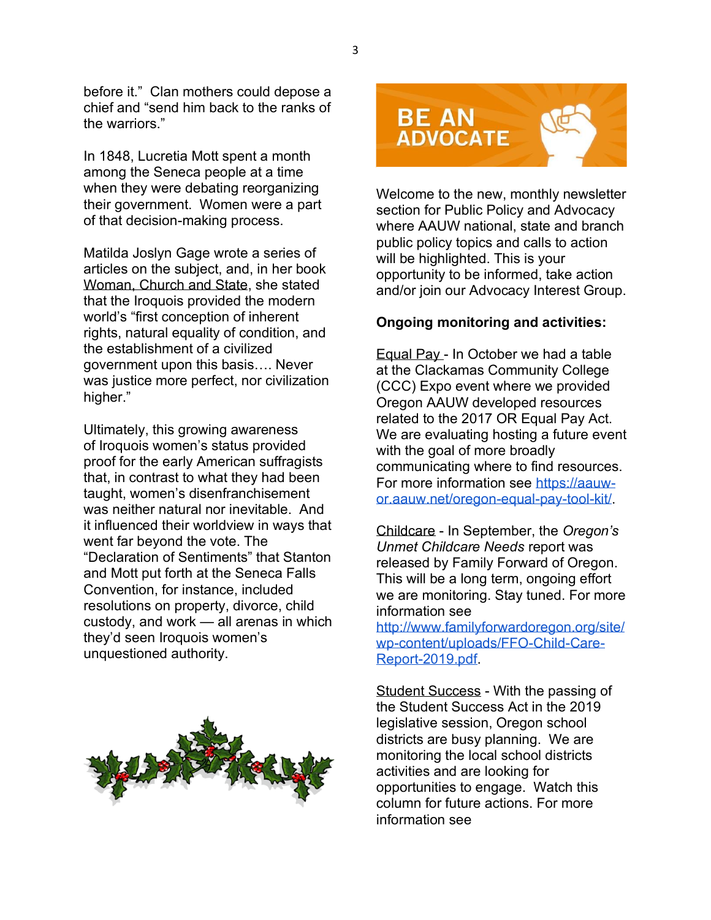before it." Clan mothers could depose a chief and "send him back to the ranks of the warriors."

In 1848, Lucretia Mott spent a month among the Seneca people at a time when they were debating reorganizing their government. Women were a part of that decision-making process.

Matilda Joslyn Gage wrote a series of articles on the subject, and, in her book Woman, Church and State, she stated that the Iroquois provided the modern world's "first conception of inherent rights, natural equality of condition, and the establishment of a civilized government upon this basis…. Never was justice more perfect, nor civilization higher."

Ultimately, this growing awareness of Iroquois women's status provided proof for the early American suffragists that, in contrast to what they had been taught, women's disenfranchisement was neither natural nor inevitable. And it influenced their worldview in ways that went far beyond the vote. The "Declaration of Sentiments" that Stanton and Mott put forth at the Seneca Falls Convention, for instance, included resolutions on property, divorce, child custody, and work — all arenas in which they'd seen Iroquois women's unquestioned authority.

# BE AN ADVOCATE

Welcome to the new, monthly newsletter section for Public Policy and Advocacy where AAUW national, state and branch public policy topics and calls to action will be highlighted. This is your opportunity to be informed, take action and/or join our Advocacy Interest Group.

**Ongoing monitoring and activities:**

Equal Pay - In October we had a table at the Clackamas Community College (CCC) Expo event where we provided Oregon AAUW developed resources related to the 2017 OR Equal Pay Act. We are evaluating hosting a future event with the goal of more broadly communicating where to find resources. For more information see https://aauw-or.aauw.net/oregon-equal-pay-tool-kit/.

Childcare - In September, the *Oregon's Unmet Childcare Needs* report was released by Family Forward of Oregon. This will be a long term, ongoing effort we are monitoring. Stay tuned. For more information see http://www.familyforwardoregon.org/site/wp-content/uploads/FFO-Child-Care-Report-2019.pdf.

Student Success - With the passing of the Student Success Act in the 2019 legislative session, Oregon school districts are busy planning. We are monitoring the local school districts activities and are looking for opportunities to engage. Watch this column for future actions. For more information see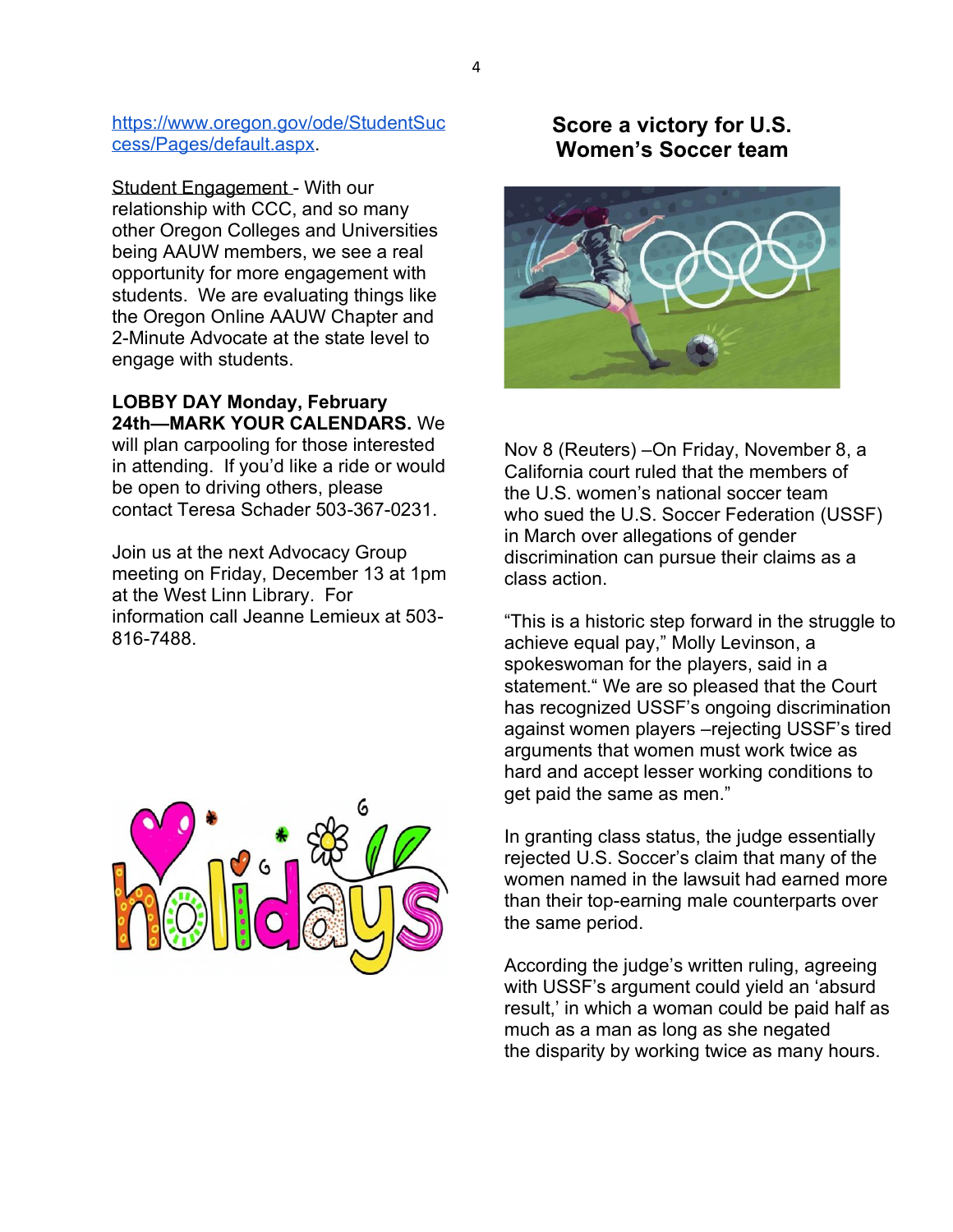https://www.oregon.gov/ode/StudentSuccess/Pages/default.aspx.

Student Engagement - With our relationship with CCC, and so many other Oregon Colleges and Universities being AAUW members, we see a real opportunity for more engagement with students. We are evaluating things like the Oregon Online AAUW Chapter and 2-Minute Advocate at the state level to engage with students.

**LOBBY DAY Monday, February 24th—MARK YOUR CALENDARS.** We will plan carpooling for those interested in attending. If you'd like a ride or would be open to driving others, please contact Teresa Schader 503-367-0231.

Join us at the next Advocacy Group meeting on Friday, December 13 at 1pm at the West Linn Library. For information call Jeanne Lemieux at 503-816-7488.

## Score a victory for U.S. Women's Soccer team

Nov 8 (Reuters) –On Friday, November 8, a California court ruled that the members of the U.S. women's national soccer team who sued the U.S. Soccer Federation (USSF) in March over allegations of gender discrimination can pursue their claims as a class action.

"This is a historic step forward in the struggle to achieve equal pay," Molly Levinson, a spokeswoman for the players, said in a statement." We are so pleased that the Court has recognized USSF's ongoing discrimination against women players –rejecting USSF's tired arguments that women must work twice as hard and accept lesser working conditions to get paid the same as men."

In granting class status, the judge essentially rejected U.S. Soccer's claim that many of the women named in the lawsuit had earned more than their top-earning male counterparts over the same period.

According the judge's written ruling, agreeing with USSF's argument could yield an 'absurd result,' in which a woman could be paid half as much as a man as long as she negated the disparity by working twice as many hours.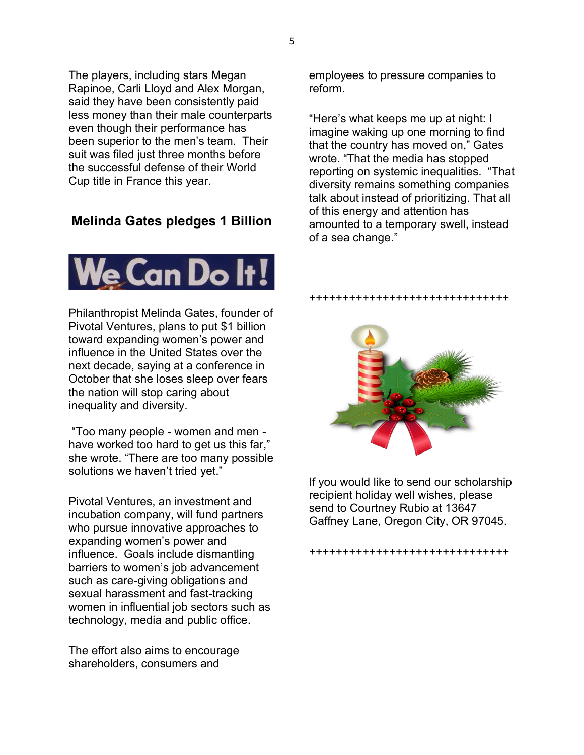The players, including stars Megan Rapinoe, Carli Lloyd and Alex Morgan, said they have been consistently paid less money than their male counterparts even though their performance has been superior to the men's team. Their suit was filed just three months before the successful defense of their World Cup title in France this year.

## Melinda Gates pledges 1 Billion

We Can Do It!

Philanthropist Melinda Gates, founder of Pivotal Ventures, plans to put $1 billion toward expanding women's power and influence in the United States over the next decade, saying at a conference in October that she loses sleep over fears the nation will stop caring about inequality and diversity.

"Too many people - women and men - have worked too hard to get us this far," she wrote. "There are too many possible solutions we haven't tried yet."

Pivotal Ventures, an investment and incubation company, will fund partners who pursue innovative approaches to expanding women's power and influence. Goals include dismantling barriers to women's job advancement such as care-giving obligations and sexual harassment and fast-tracking women in influential job sectors such as technology, media and public office.

The effort also aims to encourage shareholders, consumers and employees to pressure companies to reform.

"Here's what keeps me up at night: I imagine waking up one morning to find that the country has moved on," Gates wrote. "That the media has stopped reporting on systemic inequalities. "That diversity remains something companies talk about instead of prioritizing. That all of this energy and attention has amounted to a temporary swell, instead of a sea change."

++++++++++++++++++++++++++++++

If you would like to send our scholarship recipient holiday well wishes, please send to Courtney Rubio at 13647 Gaffney Lane, Oregon City, OR 97045.

++++++++++++++++++++++++++++++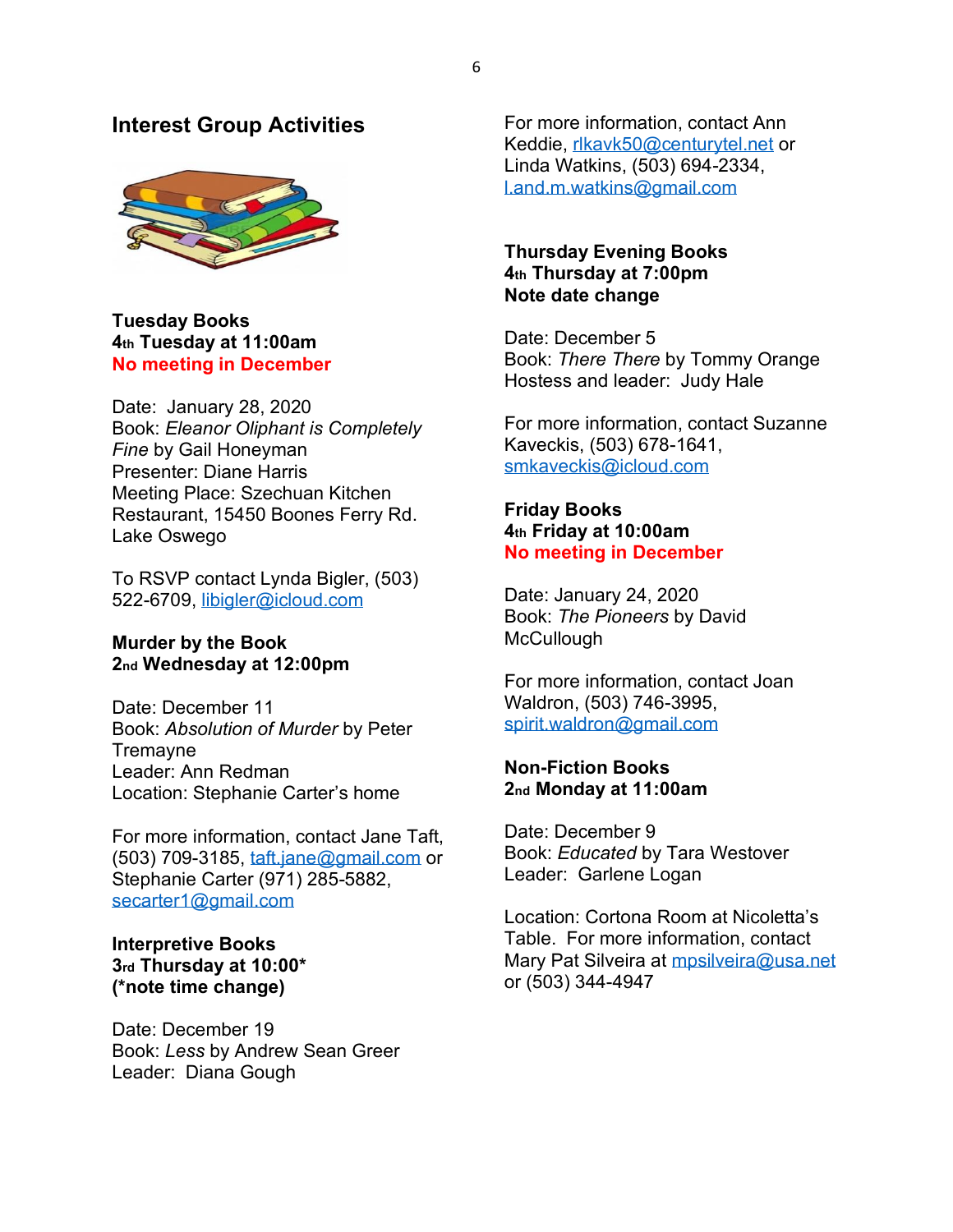## Interest Group Activities

**Tuesday Books**
**4th Tuesday at 11:00am**
**No meeting in December**

Date: January 28, 2020
Book: *Eleanor Oliphant is Completely Fine* by Gail Honeyman
Presenter: Diane Harris
Meeting Place: Szechuan Kitchen Restaurant, 15450 Boones Ferry Rd. Lake Oswego

To RSVP contact Lynda Bigler, (503) 522-6709, libigler@icloud.com

**Murder by the Book**
**2nd Wednesday at 12:00pm**

Date: December 11
Book: *Absolution of Murder* by Peter Tremayne
Leader: Ann Redman
Location: Stephanie Carter's home

For more information, contact Jane Taft, (503) 709-3185, taft.jane@gmail.com or Stephanie Carter (971) 285-5882, secarter1@gmail.com

**Interpretive Books**
**3rd Thursday at 10:00\***
**(\*note time change)**

Date: December 19
Book: *Less* by Andrew Sean Greer
Leader: Diana Gough

For more information, contact Ann Keddie, rlkavk50@centurytel.net or Linda Watkins, (503) 694-2334, l.and.m.watkins@gmail.com

**Thursday Evening Books**
**4th Thursday at 7:00pm**
**Note date change**

Date: December 5
Book: *There There* by Tommy Orange
Hostess and leader: Judy Hale

For more information, contact Suzanne Kaveckis, (503) 678-1641, smkaveckis@icloud.com

**Friday Books**
**4th Friday at 10:00am**
**No meeting in December**

Date: January 24, 2020
Book: *The Pioneers* by David McCullough

For more information, contact Joan Waldron, (503) 746-3995, spirit.waldron@gmail.com

**Non-Fiction Books**
**2nd Monday at 11:00am**

Date: December 9
Book: *Educated* by Tara Westover
Leader: Garlene Logan

Location: Cortona Room at Nicoletta's Table. For more information, contact Mary Pat Silveira at mpsilveira@usa.net or (503) 344-4947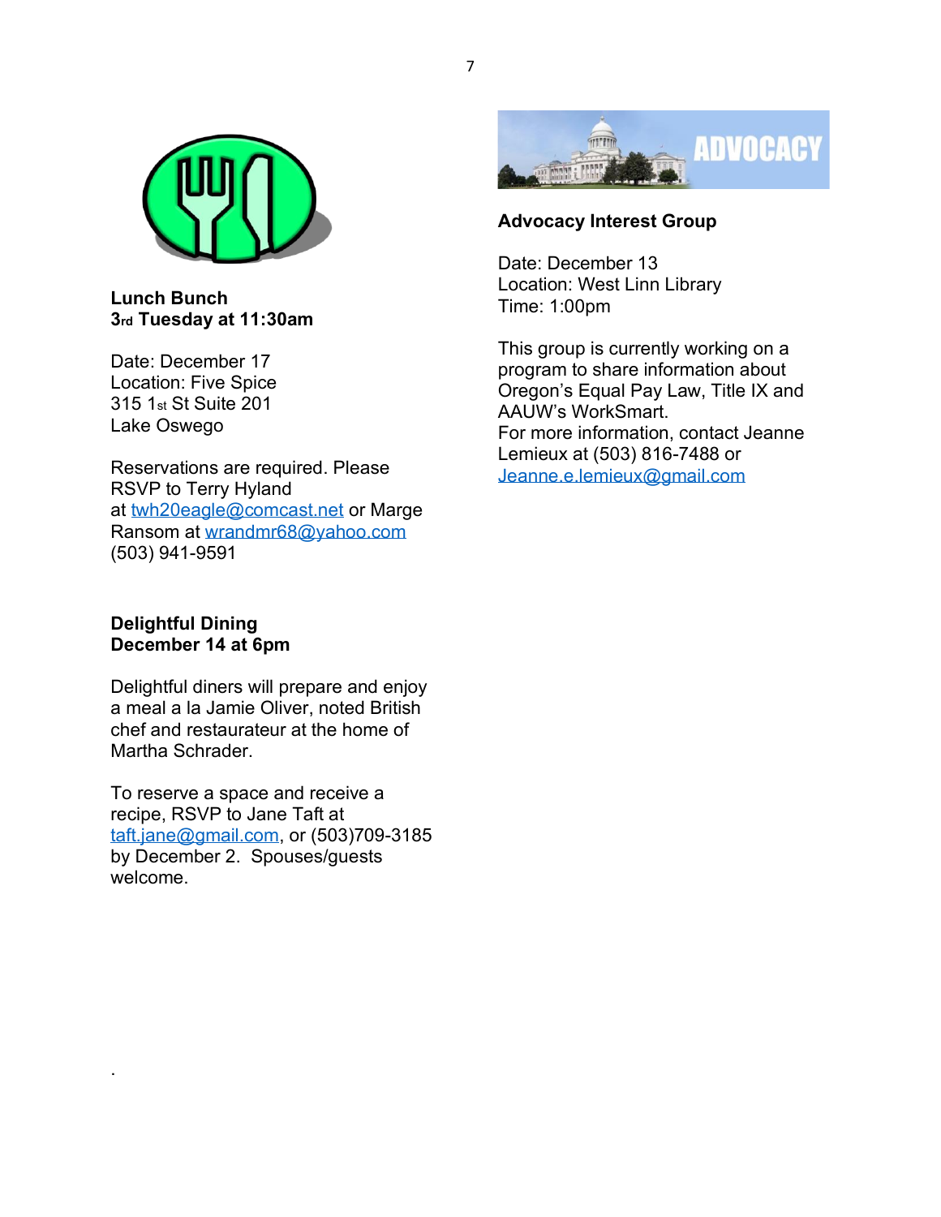**Lunch Bunch**
**3rd Tuesday at 11:30am**

Date: December 17
Location: Five Spice
315 1st St Suite 201
Lake Oswego

Reservations are required. Please RSVP to Terry Hyland at twh20eagle@comcast.net or Marge Ransom at wrandmr68@yahoo.com (503) 941-9591

**Delightful Dining**
**December 14 at 6pm**

Delightful diners will prepare and enjoy a meal a la Jamie Oliver, noted British chef and restaurateur at the home of Martha Schrader.

To reserve a space and receive a recipe, RSVP to Jane Taft at taft.jane@gmail.com, or (503)709-3185 by December 2. Spouses/guests welcome.

**Advocacy Interest Group**

Date: December 13
Location: West Linn Library
Time: 1:00pm

This group is currently working on a program to share information about Oregon's Equal Pay Law, Title IX and AAUW's WorkSmart.
For more information, contact Jeanne Lemieux at (503) 816-7488 or Jeanne.e.lemieux@gmail.com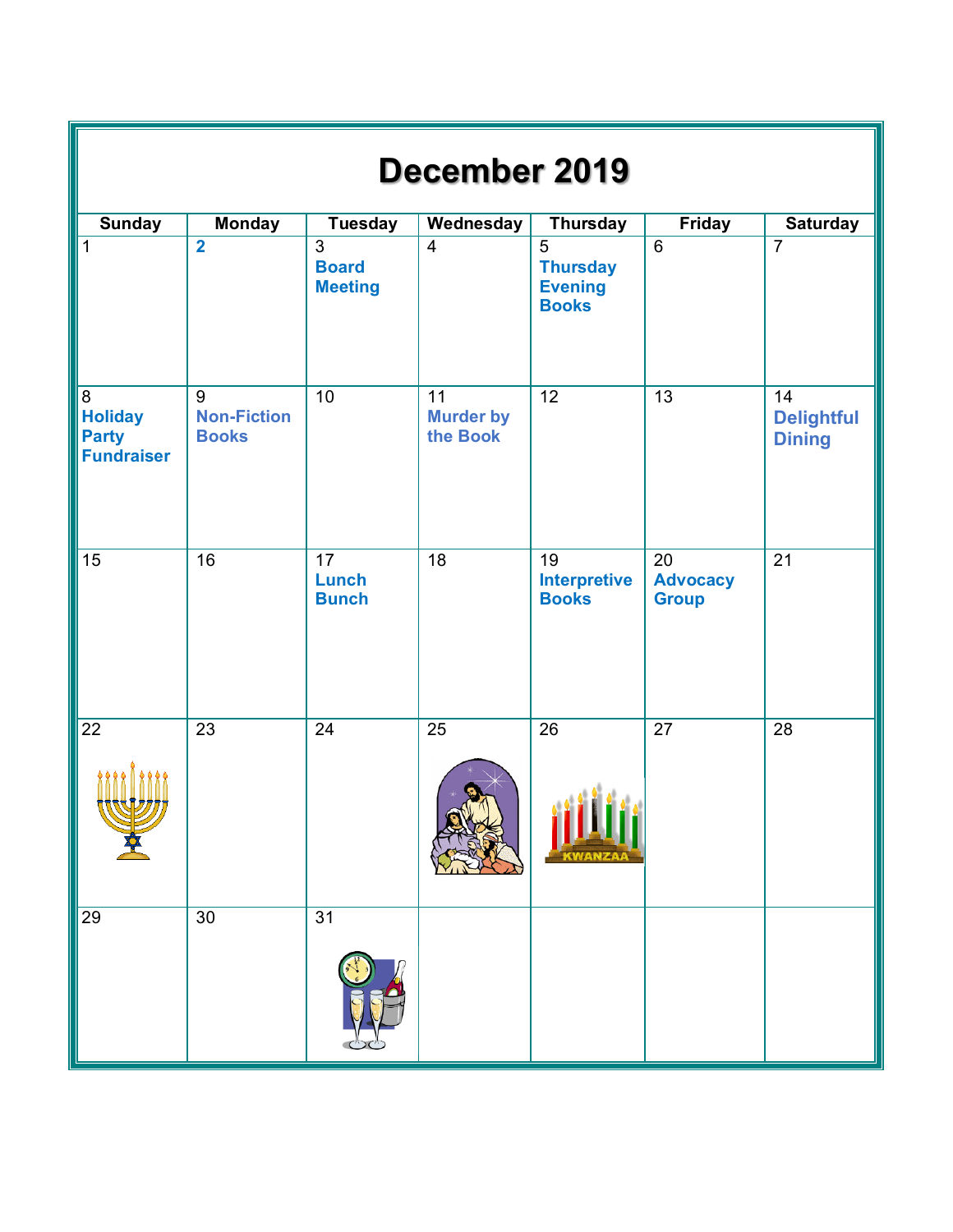# December 2019

| Sunday | Monday | Tuesday | Wednesday | Thursday | Friday | Saturday |
|---|---|---|---|---|---|---|
| 1 | **2** | 3 **Board Meeting** | 4 | 5 **Thursday Evening Books** | 6 | 7 |
| 8 **Holiday Party Fundraiser** | 9 **Non-Fiction Books** | 10 | 11 **Murder by the Book** | 12 | 13 | 14 **Delightful Dining** |
| 15 | 16 | 17 **Lunch Bunch** | 18 | 19 **Interpretive Books** | 20 **Advocacy Group** | 21 |
| 22 | 23 | 24 | 25 | 26 KWANZAA | 27 | 28 |
| 29 | 30 | 31 | | | | |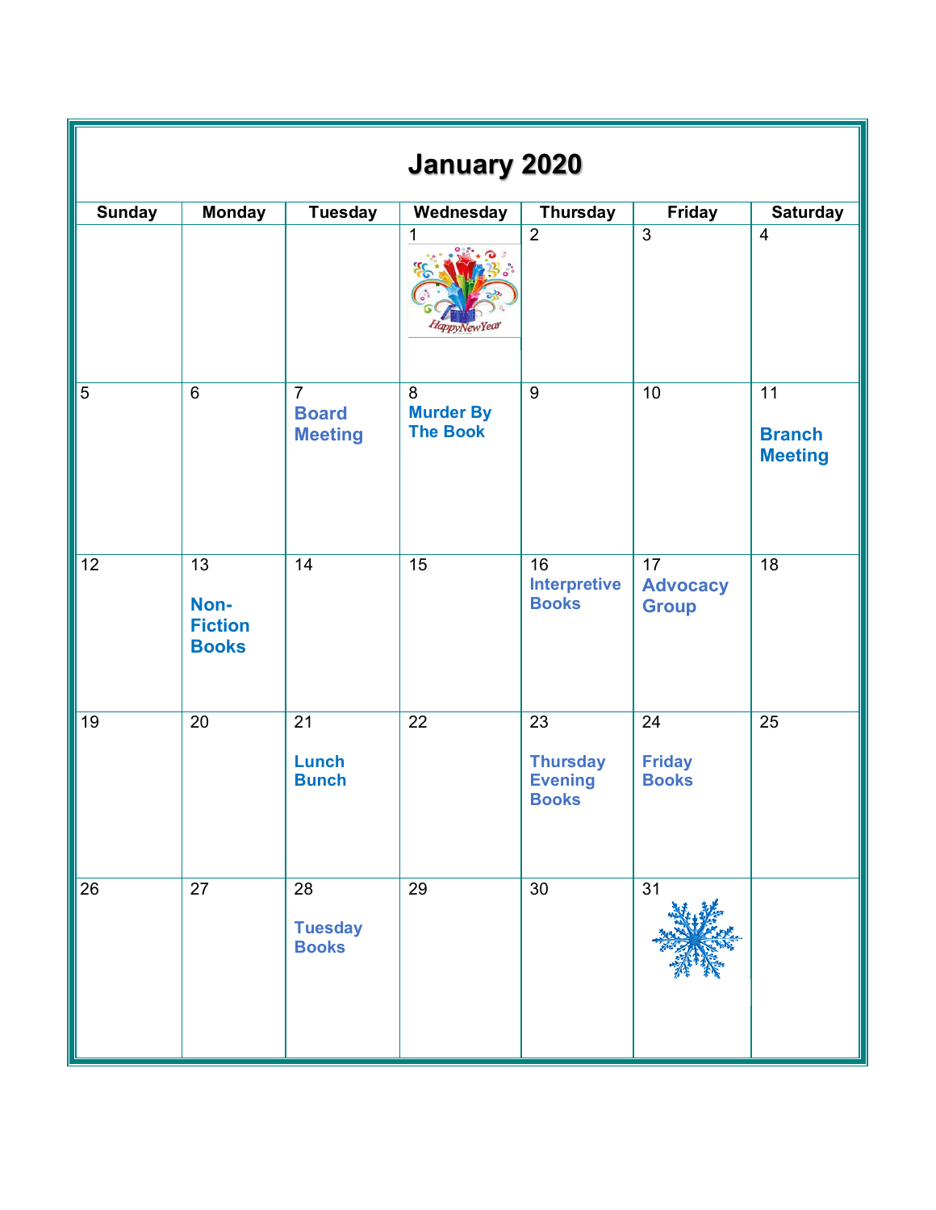# January 2020

| Sunday | Monday | Tuesday | Wednesday | Thursday | Friday | Saturday |
|---|---|---|---|---|---|---|
| | | | 1 HappyNewYear | 2 | 3 | 4 |
| 5 | 6 | 7 **Board Meeting** | 8 **Murder By The Book** | 9 | 10 | 11 **Branch Meeting** |
| 12 | 13 **Non-Fiction Books** | 14 | 15 | 16 **Interpretive Books** | 17 **Advocacy Group** | 18 |
| 19 | 20 | 21 **Lunch Bunch** | 22 | 23 **Thursday Evening Books** | 24 **Friday Books** | 25 |
| 26 | 27 | 28 **Tuesday Books** | 29 | 30 | 31 | |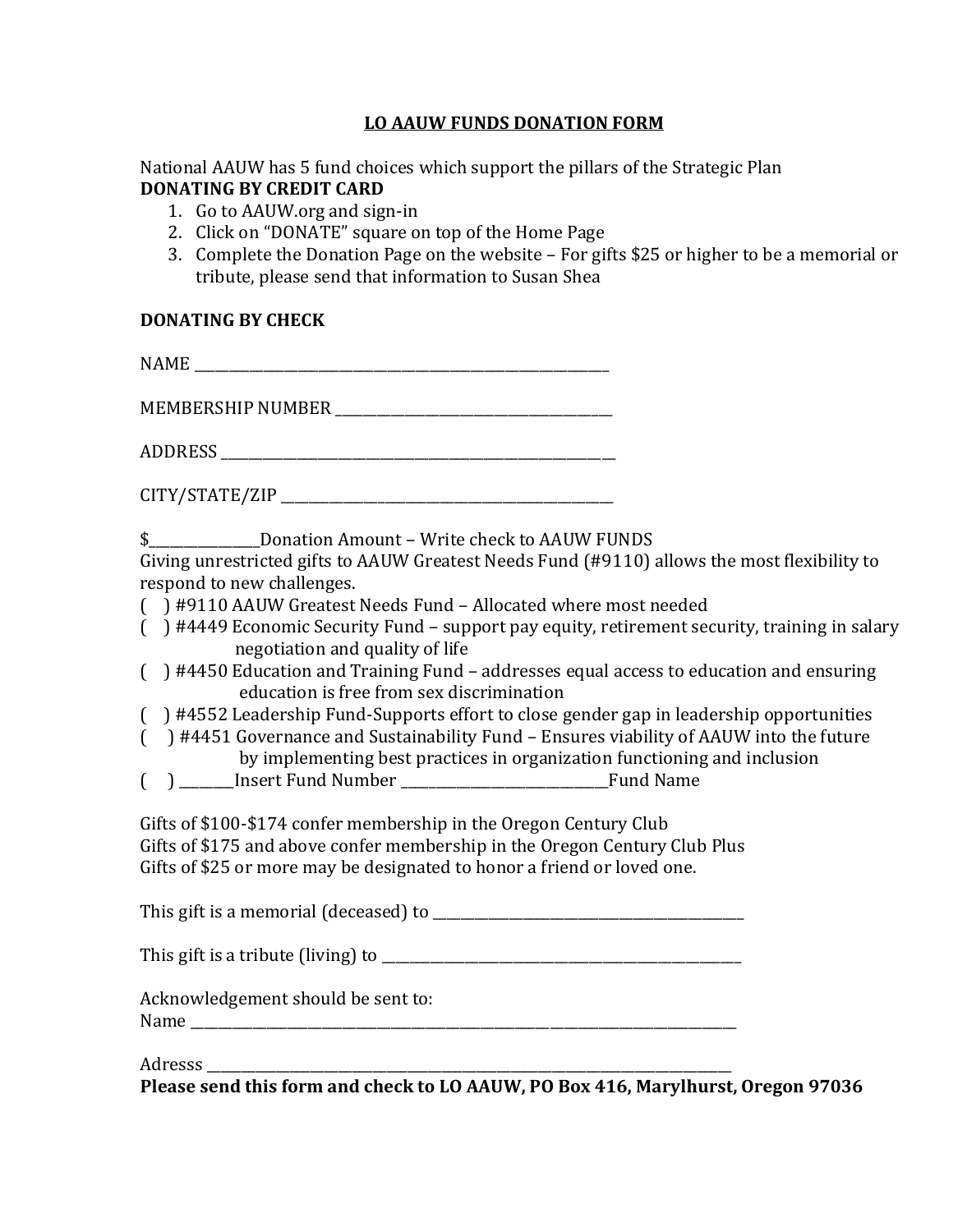## LO AAUW FUNDS DONATION FORM

National AAUW has 5 fund choices which support the pillars of the Strategic Plan

**DONATING BY CREDIT CARD**

1. Go to AAUW.org and sign-in
2. Click on "DONATE" square on top of the Home Page
3. Complete the Donation Page on the website – For gifts $25 or higher to be a memorial or tribute, please send that information to Susan Shea

**DONATING BY CHECK**

NAME ____________________________________________________________

MEMBERSHIP NUMBER ________________________________________

ADDRESS __________________________________________________________

CITY/STATE/ZIP ________________________________________________

$________________Donation Amount – Write check to AAUW FUNDS

Giving unrestricted gifts to AAUW Greatest Needs Fund (#9110) allows the most flexibility to respond to new challenges.

( ) #9110 AAUW Greatest Needs Fund – Allocated where most needed

( ) #4449 Economic Security Fund – support pay equity, retirement security, training in salary negotiation and quality of life

( ) #4450 Education and Training Fund – addresses equal access to education and ensuring education is free from sex discrimination

( ) #4552 Leadership Fund-Supports effort to close gender gap in leadership opportunities

( ) #4451 Governance and Sustainability Fund – Ensures viability of AAUW into the future by implementing best practices in organization functioning and inclusion

( ) ________Insert Fund Number ______________________________Fund Name

Gifts of $100-$174 confer membership in the Oregon Century Club
Gifts of $175 and above confer membership in the Oregon Century Club Plus
Gifts of $25 or more may be designated to honor a friend or loved one.

This gift is a memorial (deceased) to _______________________________________________

This gift is a tribute (living) to ______________________________________________________

Acknowledgement should be sent to:
Name ___________________________________________________________________________________

Adresss _________________________________________________________________________________

**Please send this form and check to LO AAUW, PO Box 416, Marylhurst, Oregon 97036**